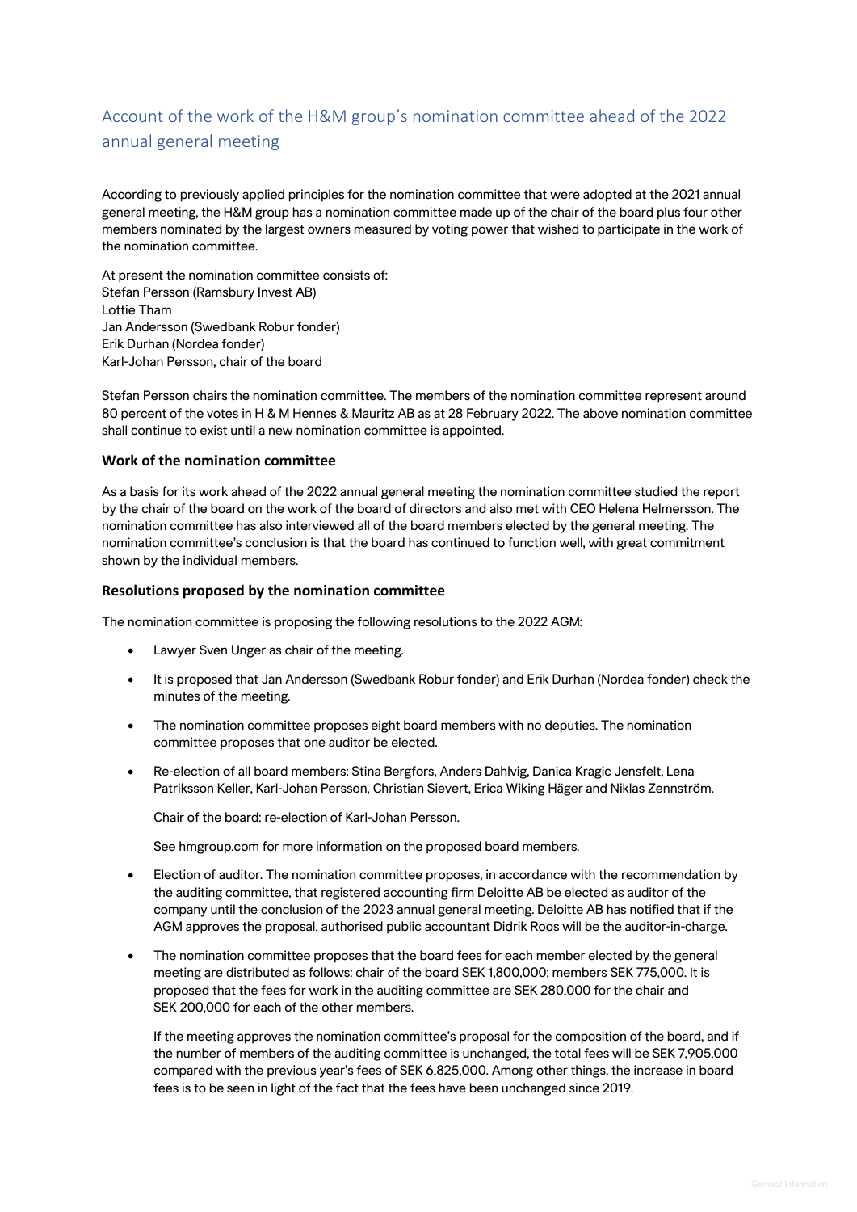# Account of the work of the H&M group's nomination committee ahead of the 2022 annual general meeting

According to previously applied principles for the nomination committee that were adopted at the 2021 annual general meeting, the H&M group has a nomination committee made up of the chair of the board plus four other members nominated by the largest owners measured by voting power that wished to participate in the work of the nomination committee.

At present the nomination committee consists of:
Stefan Persson (Ramsbury Invest AB)
Lottie Tham
Jan Andersson (Swedbank Robur fonder)
Erik Durhan (Nordea fonder)
Karl-Johan Persson, chair of the board

Stefan Persson chairs the nomination committee. The members of the nomination committee represent around 80 percent of the votes in H & M Hennes & Mauritz AB as at 28 February 2022. The above nomination committee shall continue to exist until a new nomination committee is appointed.

### Work of the nomination committee

As a basis for its work ahead of the 2022 annual general meeting the nomination committee studied the report by the chair of the board on the work of the board of directors and also met with CEO Helena Helmersson. The nomination committee has also interviewed all of the board members elected by the general meeting. The nomination committee's conclusion is that the board has continued to function well, with great commitment shown by the individual members.

### Resolutions proposed by the nomination committee

The nomination committee is proposing the following resolutions to the 2022 AGM:

- Lawyer Sven Unger as chair of the meeting.
- It is proposed that Jan Andersson (Swedbank Robur fonder) and Erik Durhan (Nordea fonder) check the minutes of the meeting.
- The nomination committee proposes eight board members with no deputies. The nomination committee proposes that one auditor be elected.
- Re-election of all board members: Stina Bergfors, Anders Dahlvig, Danica Kragic Jensfelt, Lena Patriksson Keller, Karl-Johan Persson, Christian Sievert, Erica Wiking Häger and Niklas Zennström.

  Chair of the board: re-election of Karl-Johan Persson.

  See hmgroup.com for more information on the proposed board members.
- Election of auditor. The nomination committee proposes, in accordance with the recommendation by the auditing committee, that registered accounting firm Deloitte AB be elected as auditor of the company until the conclusion of the 2023 annual general meeting. Deloitte AB has notified that if the AGM approves the proposal, authorised public accountant Didrik Roos will be the auditor-in-charge.
- The nomination committee proposes that the board fees for each member elected by the general meeting are distributed as follows: chair of the board SEK 1,800,000; members SEK 775,000. It is proposed that the fees for work in the auditing committee are SEK 280,000 for the chair and SEK 200,000 for each of the other members.

  If the meeting approves the nomination committee's proposal for the composition of the board, and if the number of members of the auditing committee is unchanged, the total fees will be SEK 7,905,000 compared with the previous year's fees of SEK 6,825,000. Among other things, the increase in board fees is to be seen in light of the fact that the fees have been unchanged since 2019.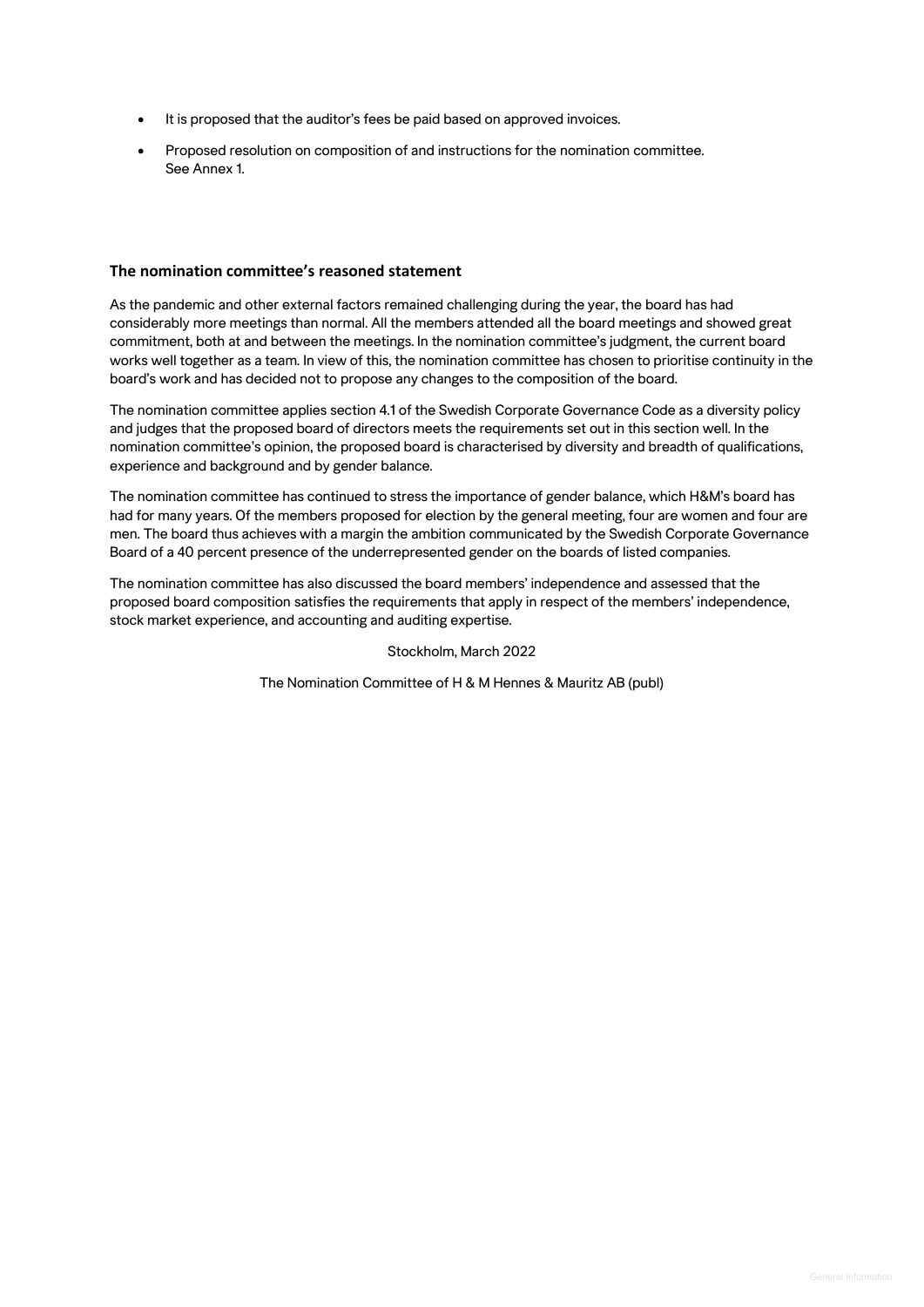- It is proposed that the auditor's fees be paid based on approved invoices.
- Proposed resolution on composition of and instructions for the nomination committee. See Annex 1.

## The nomination committee's reasoned statement

As the pandemic and other external factors remained challenging during the year, the board has had considerably more meetings than normal. All the members attended all the board meetings and showed great commitment, both at and between the meetings. In the nomination committee's judgment, the current board works well together as a team. In view of this, the nomination committee has chosen to prioritise continuity in the board's work and has decided not to propose any changes to the composition of the board.

The nomination committee applies section 4.1 of the Swedish Corporate Governance Code as a diversity policy and judges that the proposed board of directors meets the requirements set out in this section well. In the nomination committee's opinion, the proposed board is characterised by diversity and breadth of qualifications, experience and background and by gender balance.

The nomination committee has continued to stress the importance of gender balance, which H&M's board has had for many years. Of the members proposed for election by the general meeting, four are women and four are men. The board thus achieves with a margin the ambition communicated by the Swedish Corporate Governance Board of a 40 percent presence of the underrepresented gender on the boards of listed companies.

The nomination committee has also discussed the board members' independence and assessed that the proposed board composition satisfies the requirements that apply in respect of the members' independence, stock market experience, and accounting and auditing expertise.

Stockholm, March 2022

The Nomination Committee of H & M Hennes & Mauritz AB (publ)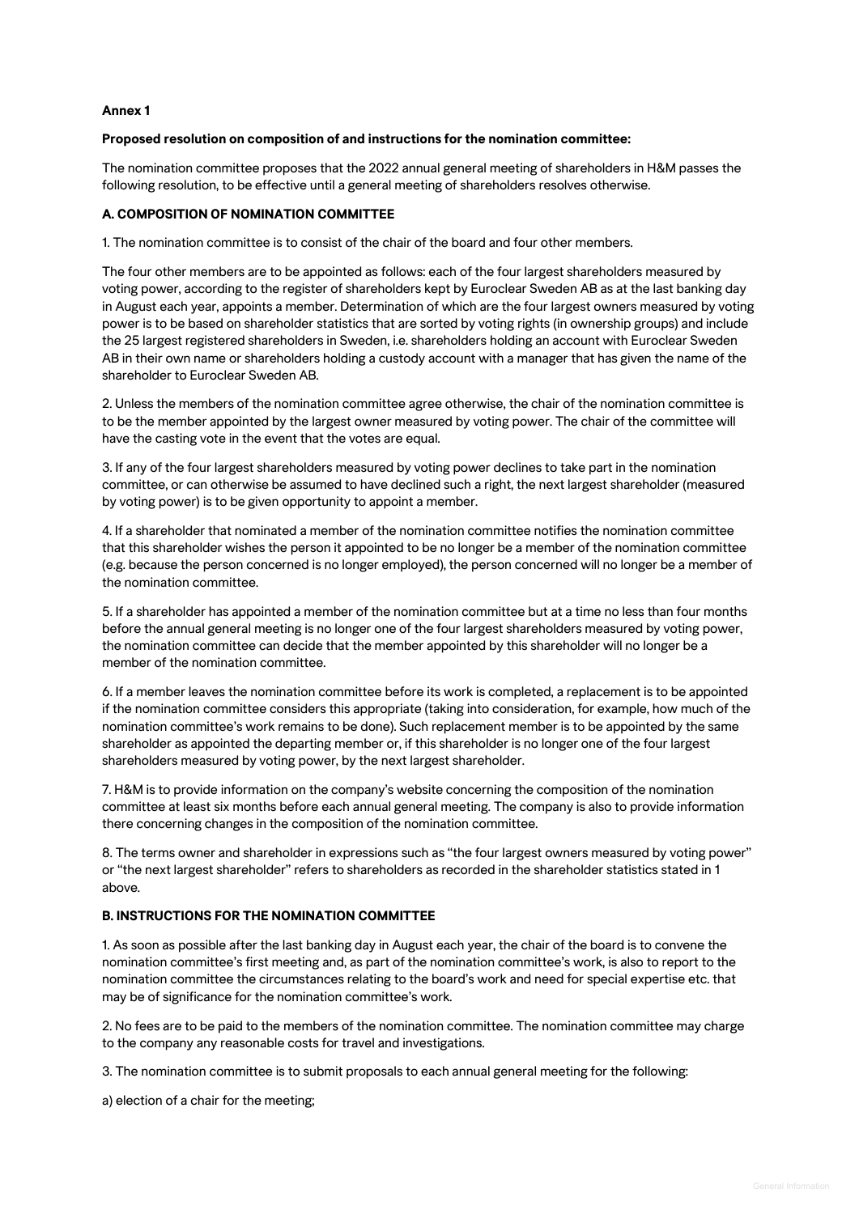**Annex 1**

**Proposed resolution on composition of and instructions for the nomination committee:**

The nomination committee proposes that the 2022 annual general meeting of shareholders in H&M passes the following resolution, to be effective until a general meeting of shareholders resolves otherwise.

**A. COMPOSITION OF NOMINATION COMMITTEE**

1. The nomination committee is to consist of the chair of the board and four other members.

The four other members are to be appointed as follows: each of the four largest shareholders measured by voting power, according to the register of shareholders kept by Euroclear Sweden AB as at the last banking day in August each year, appoints a member. Determination of which are the four largest owners measured by voting power is to be based on shareholder statistics that are sorted by voting rights (in ownership groups) and include the 25 largest registered shareholders in Sweden, i.e. shareholders holding an account with Euroclear Sweden AB in their own name or shareholders holding a custody account with a manager that has given the name of the shareholder to Euroclear Sweden AB.

2. Unless the members of the nomination committee agree otherwise, the chair of the nomination committee is to be the member appointed by the largest owner measured by voting power. The chair of the committee will have the casting vote in the event that the votes are equal.

3. If any of the four largest shareholders measured by voting power declines to take part in the nomination committee, or can otherwise be assumed to have declined such a right, the next largest shareholder (measured by voting power) is to be given opportunity to appoint a member.

4. If a shareholder that nominated a member of the nomination committee notifies the nomination committee that this shareholder wishes the person it appointed to be no longer be a member of the nomination committee (e.g. because the person concerned is no longer employed), the person concerned will no longer be a member of the nomination committee.

5. If a shareholder has appointed a member of the nomination committee but at a time no less than four months before the annual general meeting is no longer one of the four largest shareholders measured by voting power, the nomination committee can decide that the member appointed by this shareholder will no longer be a member of the nomination committee.

6. If a member leaves the nomination committee before its work is completed, a replacement is to be appointed if the nomination committee considers this appropriate (taking into consideration, for example, how much of the nomination committee's work remains to be done). Such replacement member is to be appointed by the same shareholder as appointed the departing member or, if this shareholder is no longer one of the four largest shareholders measured by voting power, by the next largest shareholder.

7. H&M is to provide information on the company's website concerning the composition of the nomination committee at least six months before each annual general meeting. The company is also to provide information there concerning changes in the composition of the nomination committee.

8. The terms owner and shareholder in expressions such as "the four largest owners measured by voting power" or "the next largest shareholder" refers to shareholders as recorded in the shareholder statistics stated in 1 above.

**B. INSTRUCTIONS FOR THE NOMINATION COMMITTEE**

1. As soon as possible after the last banking day in August each year, the chair of the board is to convene the nomination committee's first meeting and, as part of the nomination committee's work, is also to report to the nomination committee the circumstances relating to the board's work and need for special expertise etc. that may be of significance for the nomination committee's work.

2. No fees are to be paid to the members of the nomination committee. The nomination committee may charge to the company any reasonable costs for travel and investigations.

3. The nomination committee is to submit proposals to each annual general meeting for the following:

a) election of a chair for the meeting;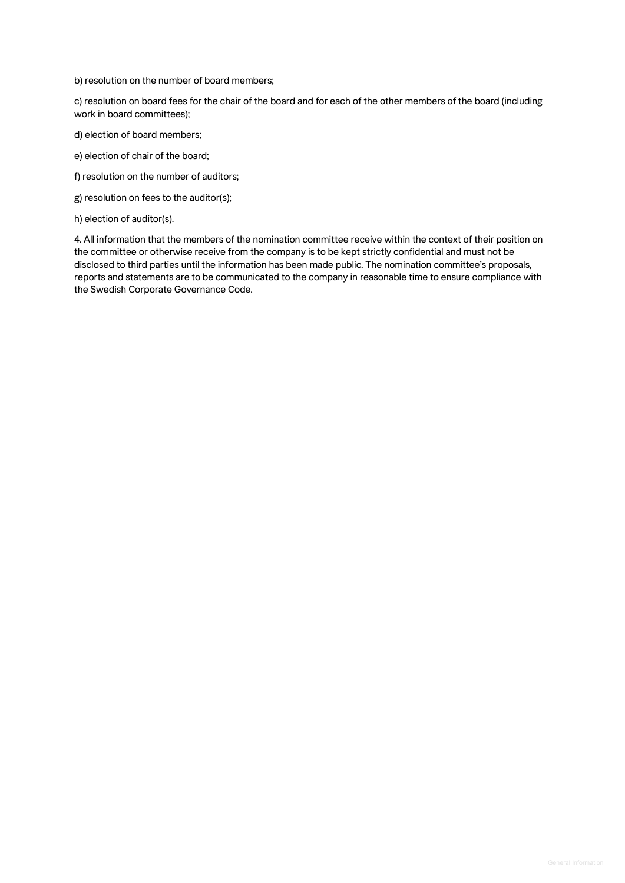b) resolution on the number of board members;

c) resolution on board fees for the chair of the board and for each of the other members of the board (including work in board committees);

d) election of board members;

e) election of chair of the board;

f) resolution on the number of auditors;

g) resolution on fees to the auditor(s);

h) election of auditor(s).

4. All information that the members of the nomination committee receive within the context of their position on the committee or otherwise receive from the company is to be kept strictly confidential and must not be disclosed to third parties until the information has been made public. The nomination committee's proposals, reports and statements are to be communicated to the company in reasonable time to ensure compliance with the Swedish Corporate Governance Code.